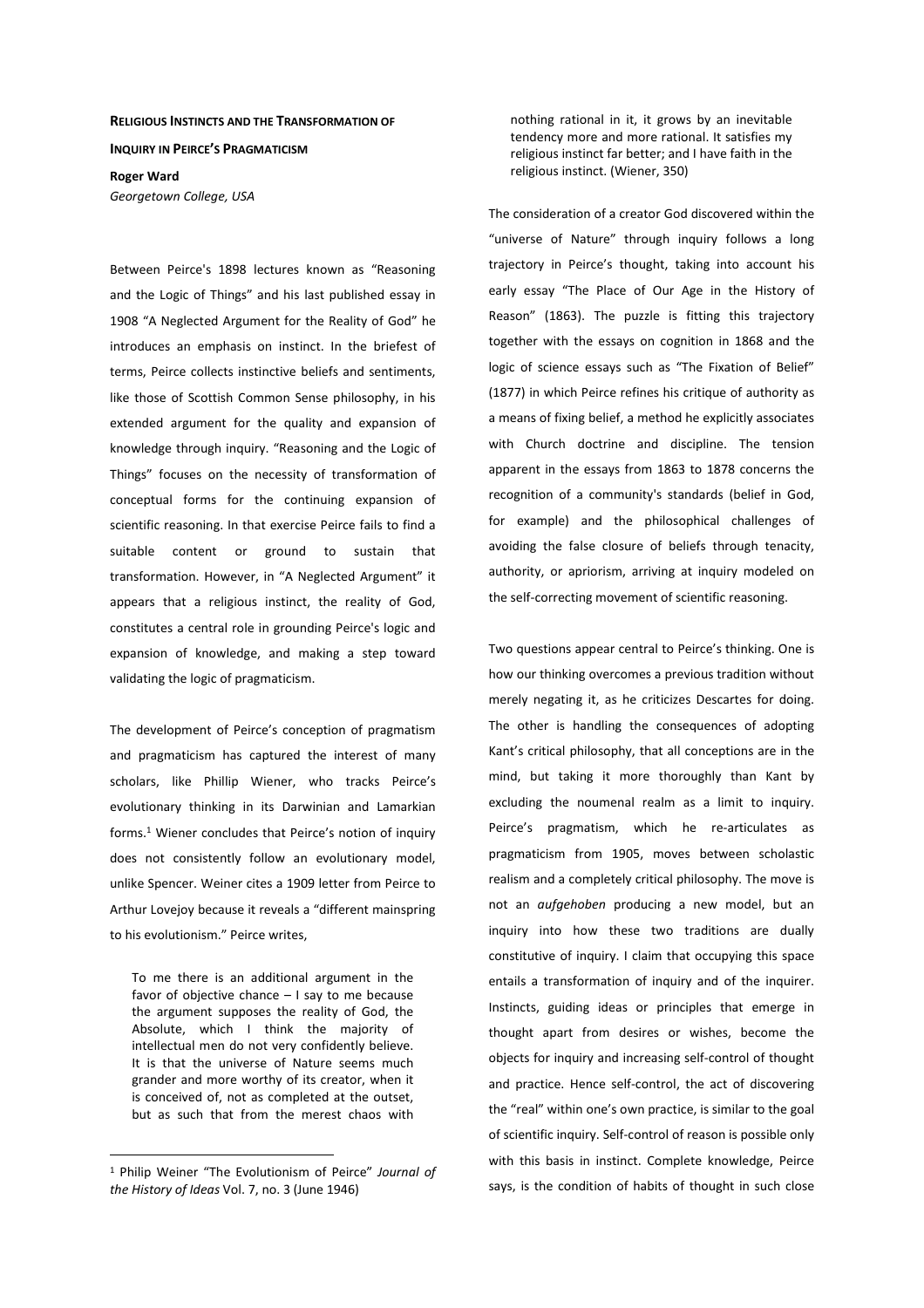# Religious Instincts and the Transformation of Inquiry in Peirce's Pragmaticism

**Roger Ward**

*Georgetown College, USA*

Between Peirce's 1898 lectures known as "Reasoning and the Logic of Things" and his last published essay in 1908 "A Neglected Argument for the Reality of God" he introduces an emphasis on instinct. In the briefest of terms, Peirce collects instinctive beliefs and sentiments, like those of Scottish Common Sense philosophy, in his extended argument for the quality and expansion of knowledge through inquiry. "Reasoning and the Logic of Things" focuses on the necessity of transformation of conceptual forms for the continuing expansion of scientific reasoning. In that exercise Peirce fails to find a suitable content or ground to sustain that transformation. However, in "A Neglected Argument" it appears that a religious instinct, the reality of God, constitutes a central role in grounding Peirce's logic and expansion of knowledge, and making a step toward validating the logic of pragmaticism.

The development of Peirce's conception of pragmatism and pragmaticism has captured the interest of many scholars, like Phillip Wiener, who tracks Peirce's evolutionary thinking in its Darwinian and Lamarkian forms.[1] Wiener concludes that Peirce's notion of inquiry does not consistently follow an evolutionary model, unlike Spencer. Weiner cites a 1909 letter from Peirce to Arthur Lovejoy because it reveals a "different mainspring to his evolutionism." Peirce writes,

> To me there is an additional argument in the favor of objective chance – I say to me because the argument supposes the reality of God, the Absolute, which I think the majority of intellectual men do not very confidently believe. It is that the universe of Nature seems much grander and more worthy of its creator, when it is conceived of, not as completed at the outset, but as such that from the merest chaos with nothing rational in it, it grows by an inevitable tendency more and more rational. It satisfies my religious instinct far better; and I have faith in the religious instinct. (Wiener, 350)

The consideration of a creator God discovered within the "universe of Nature" through inquiry follows a long trajectory in Peirce's thought, taking into account his early essay "The Place of Our Age in the History of Reason" (1863). The puzzle is fitting this trajectory together with the essays on cognition in 1868 and the logic of science essays such as "The Fixation of Belief" (1877) in which Peirce refines his critique of authority as a means of fixing belief, a method he explicitly associates with Church doctrine and discipline. The tension apparent in the essays from 1863 to 1878 concerns the recognition of a community's standards (belief in God, for example) and the philosophical challenges of avoiding the false closure of beliefs through tenacity, authority, or apriorism, arriving at inquiry modeled on the self-correcting movement of scientific reasoning.

Two questions appear central to Peirce's thinking. One is how our thinking overcomes a previous tradition without merely negating it, as he criticizes Descartes for doing. The other is handling the consequences of adopting Kant's critical philosophy, that all conceptions are in the mind, but taking it more thoroughly than Kant by excluding the noumenal realm as a limit to inquiry. Peirce's pragmatism, which he re-articulates as pragmaticism from 1905, moves between scholastic realism and a completely critical philosophy. The move is not an *aufgehoben* producing a new model, but an inquiry into how these two traditions are dually constitutive of inquiry. I claim that occupying this space entails a transformation of inquiry and of the inquirer. Instincts, guiding ideas or principles that emerge in thought apart from desires or wishes, become the objects for inquiry and increasing self-control of thought and practice. Hence self-control, the act of discovering the "real" within one's own practice, is similar to the goal of scientific inquiry. Self-control of reason is possible only with this basis in instinct. Complete knowledge, Peirce says, is the condition of habits of thought in such close

---

[1] Philip Weiner "The Evolutionism of Peirce" *Journal of the History of Ideas* Vol. 7, no. 3 (June 1946)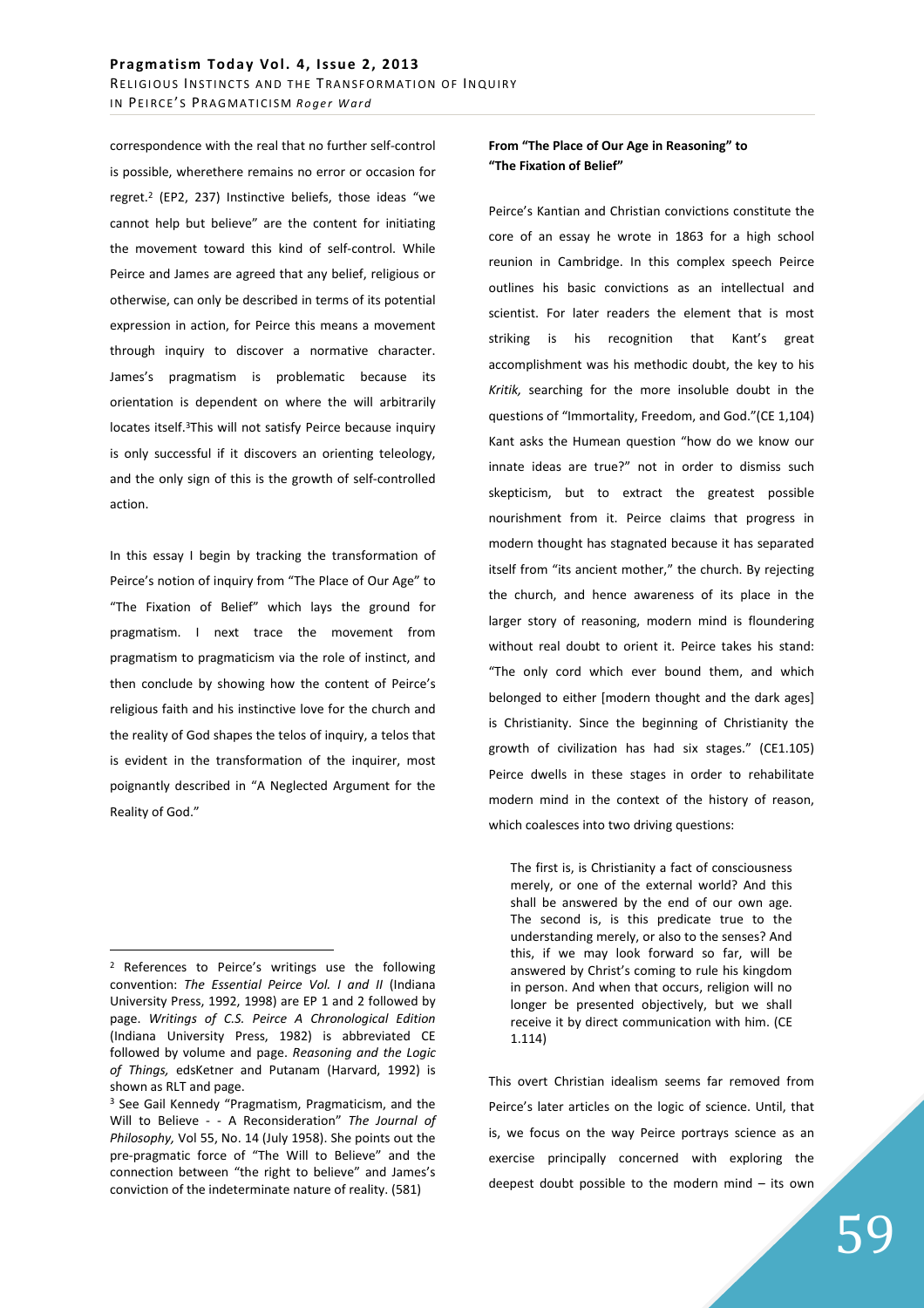correspondence with the real that no further self-control is possible, wherethere remains no error or occasion for regret.[2] (EP2, 237) Instinctive beliefs, those ideas "we cannot help but believe" are the content for initiating the movement toward this kind of self-control. While Peirce and James are agreed that any belief, religious or otherwise, can only be described in terms of its potential expression in action, for Peirce this means a movement through inquiry to discover a normative character. James's pragmatism is problematic because its orientation is dependent on where the will arbitrarily locates itself.[3]This will not satisfy Peirce because inquiry is only successful if it discovers an orienting teleology, and the only sign of this is the growth of self-controlled action.

In this essay I begin by tracking the transformation of Peirce's notion of inquiry from "The Place of Our Age" to "The Fixation of Belief" which lays the ground for pragmatism. I next trace the movement from pragmatism to pragmaticism via the role of instinct, and then conclude by showing how the content of Peirce's religious faith and his instinctive love for the church and the reality of God shapes the telos of inquiry, a telos that is evident in the transformation of the inquirer, most poignantly described in "A Neglected Argument for the Reality of God."

## From "The Place of Our Age in Reasoning" to "The Fixation of Belief"

Peirce's Kantian and Christian convictions constitute the core of an essay he wrote in 1863 for a high school reunion in Cambridge. In this complex speech Peirce outlines his basic convictions as an intellectual and scientist. For later readers the element that is most striking is his recognition that Kant's great accomplishment was his methodic doubt, the key to his *Kritik,* searching for the more insoluble doubt in the questions of "Immortality, Freedom, and God."(CE 1,104) Kant asks the Humean question "how do we know our innate ideas are true?" not in order to dismiss such skepticism, but to extract the greatest possible nourishment from it. Peirce claims that progress in modern thought has stagnated because it has separated itself from "its ancient mother," the church. By rejecting the church, and hence awareness of its place in the larger story of reasoning, modern mind is floundering without real doubt to orient it. Peirce takes his stand: "The only cord which ever bound them, and which belonged to either [modern thought and the dark ages] is Christianity. Since the beginning of Christianity the growth of civilization has had six stages." (CE1.105) Peirce dwells in these stages in order to rehabilitate modern mind in the context of the history of reason, which coalesces into two driving questions:

> The first is, is Christianity a fact of consciousness merely, or one of the external world? And this shall be answered by the end of our own age. The second is, is this predicate true to the understanding merely, or also to the senses? And this, if we may look forward so far, will be answered by Christ's coming to rule his kingdom in person. And when that occurs, religion will no longer be presented objectively, but we shall receive it by direct communication with him. (CE 1.114)

This overt Christian idealism seems far removed from Peirce's later articles on the logic of science. Until, that is, we focus on the way Peirce portrays science as an exercise principally concerned with exploring the deepest doubt possible to the modern mind – its own

---

[2] References to Peirce's writings use the following convention: *The Essential Peirce Vol. I and II* (Indiana University Press, 1992, 1998) are EP 1 and 2 followed by page. *Writings of C.S. Peirce A Chronological Edition* (Indiana University Press, 1982) is abbreviated CE followed by volume and page. *Reasoning and the Logic of Things,* edsKetner and Putanam (Harvard, 1992) is shown as RLT and page.

[3] See Gail Kennedy "Pragmatism, Pragmaticism, and the Will to Believe - - A Reconsideration" *The Journal of Philosophy,* Vol 55, No. 14 (July 1958). She points out the pre-pragmatic force of "The Will to Believe" and the connection between "the right to believe" and James's conviction of the indeterminate nature of reality. (581)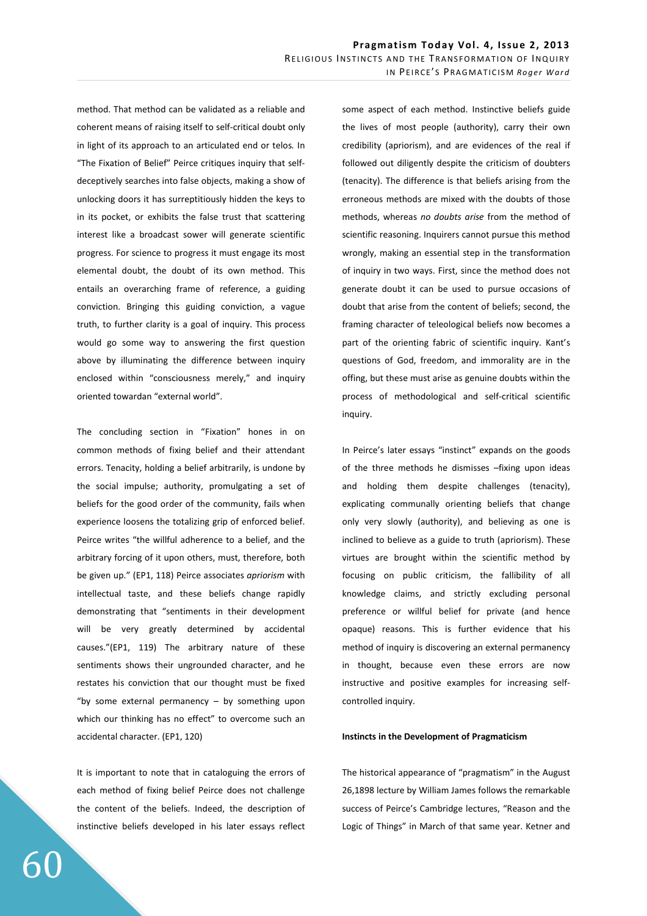method. That method can be validated as a reliable and coherent means of raising itself to self-critical doubt only in light of its approach to an articulated end or telos. In "The Fixation of Belief" Peirce critiques inquiry that self-deceptively searches into false objects, making a show of unlocking doors it has surreptitiously hidden the keys to in its pocket, or exhibits the false trust that scattering interest like a broadcast sower will generate scientific progress. For science to progress it must engage its most elemental doubt, the doubt of its own method. This entails an overarching frame of reference, a guiding conviction. Bringing this guiding conviction, a vague truth, to further clarity is a goal of inquiry. This process would go some way to answering the first question above by illuminating the difference between inquiry enclosed within "consciousness merely," and inquiry oriented towardan "external world".

The concluding section in "Fixation" hones in on common methods of fixing belief and their attendant errors. Tenacity, holding a belief arbitrarily, is undone by the social impulse; authority, promulgating a set of beliefs for the good order of the community, fails when experience loosens the totalizing grip of enforced belief. Peirce writes "the willful adherence to a belief, and the arbitrary forcing of it upon others, must, therefore, both be given up." (EP1, 118) Peirce associates *apriorism* with intellectual taste, and these beliefs change rapidly demonstrating that "sentiments in their development will be very greatly determined by accidental causes."(EP1, 119) The arbitrary nature of these sentiments shows their ungrounded character, and he restates his conviction that our thought must be fixed "by some external permanency – by something upon which our thinking has no effect" to overcome such an accidental character. (EP1, 120)

It is important to note that in cataloguing the errors of each method of fixing belief Peirce does not challenge the content of the beliefs. Indeed, the description of instinctive beliefs developed in his later essays reflect some aspect of each method. Instinctive beliefs guide the lives of most people (authority), carry their own credibility (apriorism), and are evidences of the real if followed out diligently despite the criticism of doubters (tenacity). The difference is that beliefs arising from the erroneous methods are mixed with the doubts of those methods, whereas *no doubts arise* from the method of scientific reasoning. Inquirers cannot pursue this method wrongly, making an essential step in the transformation of inquiry in two ways. First, since the method does not generate doubt it can be used to pursue occasions of doubt that arise from the content of beliefs; second, the framing character of teleological beliefs now becomes a part of the orienting fabric of scientific inquiry. Kant's questions of God, freedom, and immorality are in the offing, but these must arise as genuine doubts within the process of methodological and self-critical scientific inquiry.

In Peirce's later essays "instinct" expands on the goods of the three methods he dismisses –fixing upon ideas and holding them despite challenges (tenacity), explicating communally orienting beliefs that change only very slowly (authority), and believing as one is inclined to believe as a guide to truth (apriorism). These virtues are brought within the scientific method by focusing on public criticism, the fallibility of all knowledge claims, and strictly excluding personal preference or willful belief for private (and hence opaque) reasons. This is further evidence that his method of inquiry is discovering an external permanency in thought, because even these errors are now instructive and positive examples for increasing self-controlled inquiry.

**Instincts in the Development of Pragmaticism**

The historical appearance of "pragmatism" in the August 26,1898 lecture by William James follows the remarkable success of Peirce's Cambridge lectures, "Reason and the Logic of Things" in March of that same year. Ketner and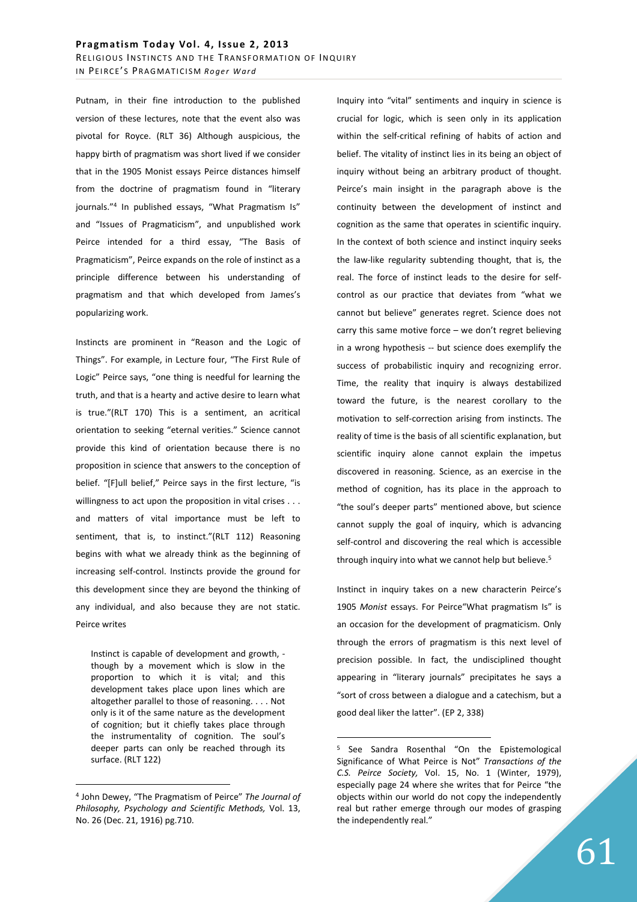Putnam, in their fine introduction to the published version of these lectures, note that the event also was pivotal for Royce. (RLT 36) Although auspicious, the happy birth of pragmatism was short lived if we consider that in the 1905 Monist essays Peirce distances himself from the doctrine of pragmatism found in "literary journals."[4] In published essays, "What Pragmatism Is" and "Issues of Pragmaticism", and unpublished work Peirce intended for a third essay, "The Basis of Pragmaticism", Peirce expands on the role of instinct as a principle difference between his understanding of pragmatism and that which developed from James's popularizing work.

Instincts are prominent in "Reason and the Logic of Things". For example, in Lecture four, "The First Rule of Logic" Peirce says, "one thing is needful for learning the truth, and that is a hearty and active desire to learn what is true."(RLT 170) This is a sentiment, an acritical orientation to seeking "eternal verities." Science cannot provide this kind of orientation because there is no proposition in science that answers to the conception of belief. "[F]ull belief," Peirce says in the first lecture, "is willingness to act upon the proposition in vital crises . . . and matters of vital importance must be left to sentiment, that is, to instinct."(RLT 112) Reasoning begins with what we already think as the beginning of increasing self-control. Instincts provide the ground for this development since they are beyond the thinking of any individual, and also because they are not static. Peirce writes

> Instinct is capable of development and growth, - though by a movement which is slow in the proportion to which it is vital; and this development takes place upon lines which are altogether parallel to those of reasoning. . . . Not only is it of the same nature as the development of cognition; but it chiefly takes place through the instrumentality of cognition. The soul's deeper parts can only be reached through its surface. (RLT 122)

Inquiry into "vital" sentiments and inquiry in science is crucial for logic, which is seen only in its application within the self-critical refining of habits of action and belief. The vitality of instinct lies in its being an object of inquiry without being an arbitrary product of thought. Peirce's main insight in the paragraph above is the continuity between the development of instinct and cognition as the same that operates in scientific inquiry. In the context of both science and instinct inquiry seeks the law-like regularity subtending thought, that is, the real. The force of instinct leads to the desire for self-control as our practice that deviates from "what we cannot but believe" generates regret. Science does not carry this same motive force – we don't regret believing in a wrong hypothesis -- but science does exemplify the success of probabilistic inquiry and recognizing error. Time, the reality that inquiry is always destabilized toward the future, is the nearest corollary to the motivation to self-correction arising from instincts. The reality of time is the basis of all scientific explanation, but scientific inquiry alone cannot explain the impetus discovered in reasoning. Science, as an exercise in the method of cognition, has its place in the approach to "the soul's deeper parts" mentioned above, but science cannot supply the goal of inquiry, which is advancing self-control and discovering the real which is accessible through inquiry into what we cannot help but believe.[5]

Instinct in inquiry takes on a new characterin Peirce's 1905 *Monist* essays. For Peirce"What pragmatism Is" is an occasion for the development of pragmaticism. Only through the errors of pragmatism is this next level of precision possible. In fact, the undisciplined thought appearing in "literary journals" precipitates he says a "sort of cross between a dialogue and a catechism, but a good deal liker the latter". (EP 2, 338)

---

[4] John Dewey, "The Pragmatism of Peirce" *The Journal of Philosophy, Psychology and Scientific Methods,* Vol. 13, No. 26 (Dec. 21, 1916) pg.710.

[5] See Sandra Rosenthal "On the Epistemological Significance of What Peirce is Not" *Transactions of the C.S. Peirce Society,* Vol. 15, No. 1 (Winter, 1979), especially page 24 where she writes that for Peirce "the objects within our world do not copy the independently real but rather emerge through our modes of grasping the independently real."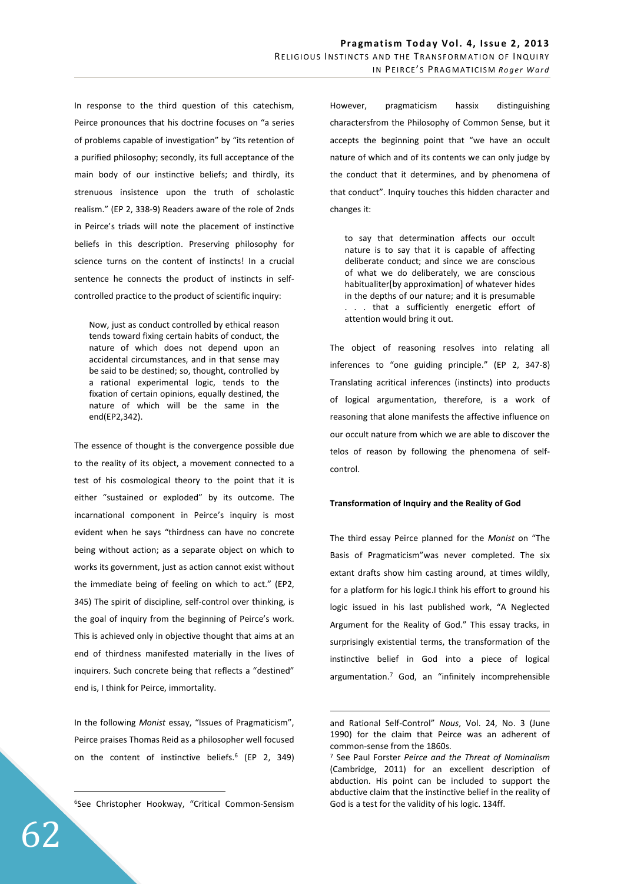In response to the third question of this catechism, Peirce pronounces that his doctrine focuses on "a series of problems capable of investigation" by "its retention of a purified philosophy; secondly, its full acceptance of the main body of our instinctive beliefs; and thirdly, its strenuous insistence upon the truth of scholastic realism." (EP 2, 338-9) Readers aware of the role of 2nds in Peirce's triads will note the placement of instinctive beliefs in this description. Preserving philosophy for science turns on the content of instincts! In a crucial sentence he connects the product of instincts in self-controlled practice to the product of scientific inquiry:

> Now, just as conduct controlled by ethical reason tends toward fixing certain habits of conduct, the nature of which does not depend upon an accidental circumstances, and in that sense may be said to be destined; so, thought, controlled by a rational experimental logic, tends to the fixation of certain opinions, equally destined, the nature of which will be the same in the end(EP2,342).

The essence of thought is the convergence possible due to the reality of its object, a movement connected to a test of his cosmological theory to the point that it is either "sustained or exploded" by its outcome. The incarnational component in Peirce's inquiry is most evident when he says "thirdness can have no concrete being without action; as a separate object on which to works its government, just as action cannot exist without the immediate being of feeling on which to act." (EP2, 345) The spirit of discipline, self-control over thinking, is the goal of inquiry from the beginning of Peirce's work. This is achieved only in objective thought that aims at an end of thirdness manifested materially in the lives of inquirers. Such concrete being that reflects a "destined" end is, I think for Peirce, immortality.

In the following *Monist* essay, "Issues of Pragmaticism", Peirce praises Thomas Reid as a philosopher well focused on the content of instinctive beliefs.[6] (EP 2, 349) However, pragmaticism hassix distinguishing charactersfrom the Philosophy of Common Sense, but it accepts the beginning point that "we have an occult nature of which and of its contents we can only judge by the conduct that it determines, and by phenomena of that conduct". Inquiry touches this hidden character and changes it:

> to say that determination affects our occult nature is to say that it is capable of affecting deliberate conduct; and since we are conscious of what we do deliberately, we are conscious habitualiter[by approximation] of whatever hides in the depths of our nature; and it is presumable . . . that a sufficiently energetic effort of attention would bring it out.

The object of reasoning resolves into relating all inferences to "one guiding principle." (EP 2, 347-8) Translating acritical inferences (instincts) into products of logical argumentation, therefore, is a work of reasoning that alone manifests the affective influence on our occult nature from which we are able to discover the telos of reason by following the phenomena of self-control.

**Transformation of Inquiry and the Reality of God**

The third essay Peirce planned for the *Monist* on "The Basis of Pragmaticism"was never completed. The six extant drafts show him casting around, at times wildly, for a platform for his logic.I think his effort to ground his logic issued in his last published work, "A Neglected Argument for the Reality of God." This essay tracks, in surprisingly existential terms, the transformation of the instinctive belief in God into a piece of logical argumentation.[7] God, an "infinitely incomprehensible

---

[6]See Christopher Hookway, "Critical Common-Sensism and Rational Self-Control" *Nous*, Vol. 24, No. 3 (June 1990) for the claim that Peirce was an adherent of common-sense from the 1860s.

[7] See Paul Forster *Peirce and the Threat of Nominalism* (Cambridge, 2011) for an excellent description of abduction. His point can be included to support the abductive claim that the instinctive belief in the reality of God is a test for the validity of his logic. 134ff.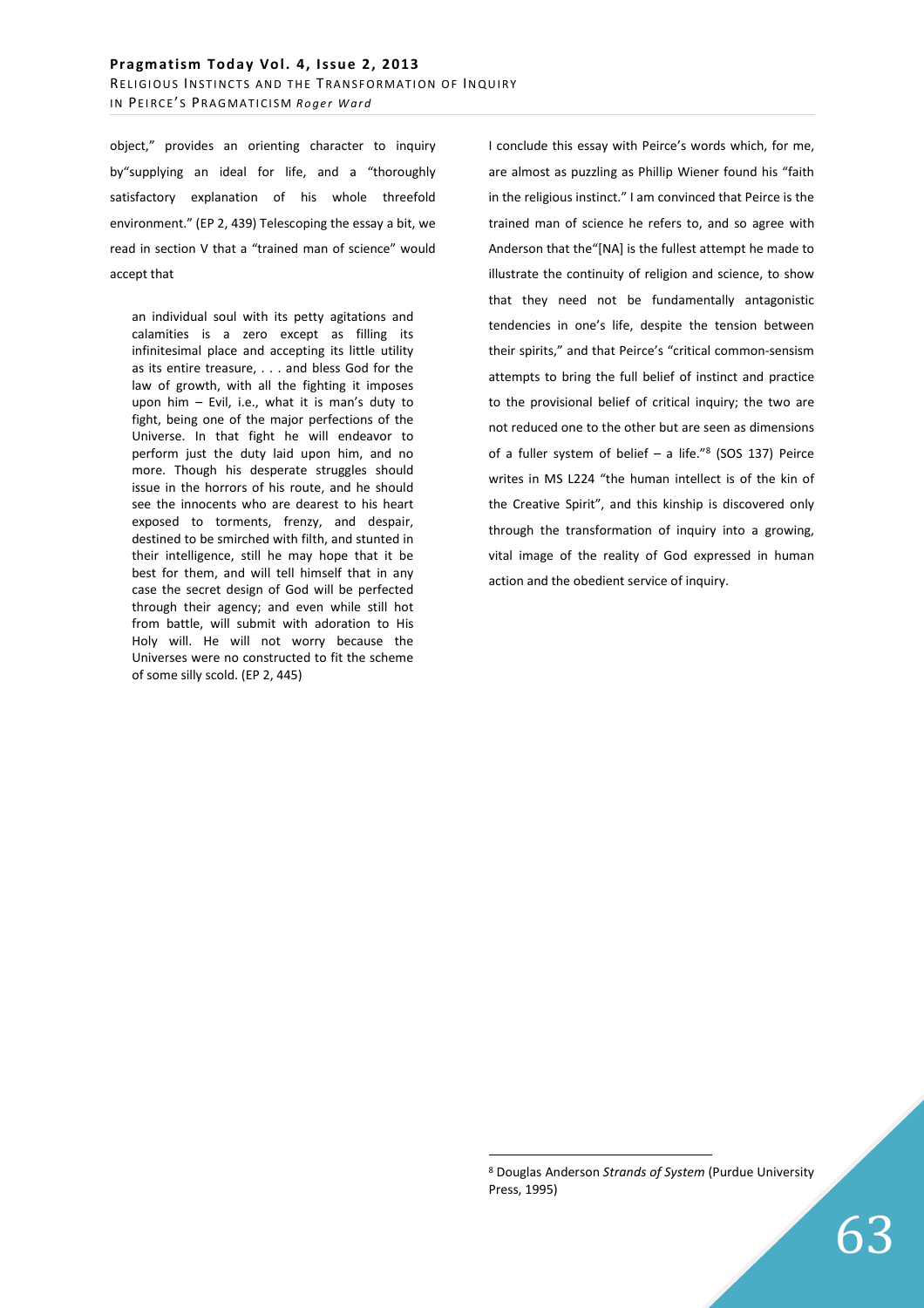object," provides an orienting character to inquiry by"supplying an ideal for life, and a "thoroughly satisfactory explanation of his whole threefold environment." (EP 2, 439) Telescoping the essay a bit, we read in section V that a "trained man of science" would accept that

> an individual soul with its petty agitations and calamities is a zero except as filling its infinitesimal place and accepting its little utility as its entire treasure, . . . and bless God for the law of growth, with all the fighting it imposes upon him – Evil, i.e., what it is man's duty to fight, being one of the major perfections of the Universe. In that fight he will endeavor to perform just the duty laid upon him, and no more. Though his desperate struggles should issue in the horrors of his route, and he should see the innocents who are dearest to his heart exposed to torments, frenzy, and despair, destined to be smirched with filth, and stunted in their intelligence, still he may hope that it be best for them, and will tell himself that in any case the secret design of God will be perfected through their agency; and even while still hot from battle, will submit with adoration to His Holy will. He will not worry because the Universes were no constructed to fit the scheme of some silly scold. (EP 2, 445)

I conclude this essay with Peirce's words which, for me, are almost as puzzling as Phillip Wiener found his "faith in the religious instinct." I am convinced that Peirce is the trained man of science he refers to, and so agree with Anderson that the"[NA] is the fullest attempt he made to illustrate the continuity of religion and science, to show that they need not be fundamentally antagonistic tendencies in one's life, despite the tension between their spirits," and that Peirce's "critical common-sensism attempts to bring the full belief of instinct and practice to the provisional belief of critical inquiry; the two are not reduced one to the other but are seen as dimensions of a fuller system of belief – a life."[8] (SOS 137) Peirce writes in MS L224 "the human intellect is of the kin of the Creative Spirit", and this kinship is discovered only through the transformation of inquiry into a growing, vital image of the reality of God expressed in human action and the obedient service of inquiry.

---

[8] Douglas Anderson *Strands of System* (Purdue University Press, 1995)